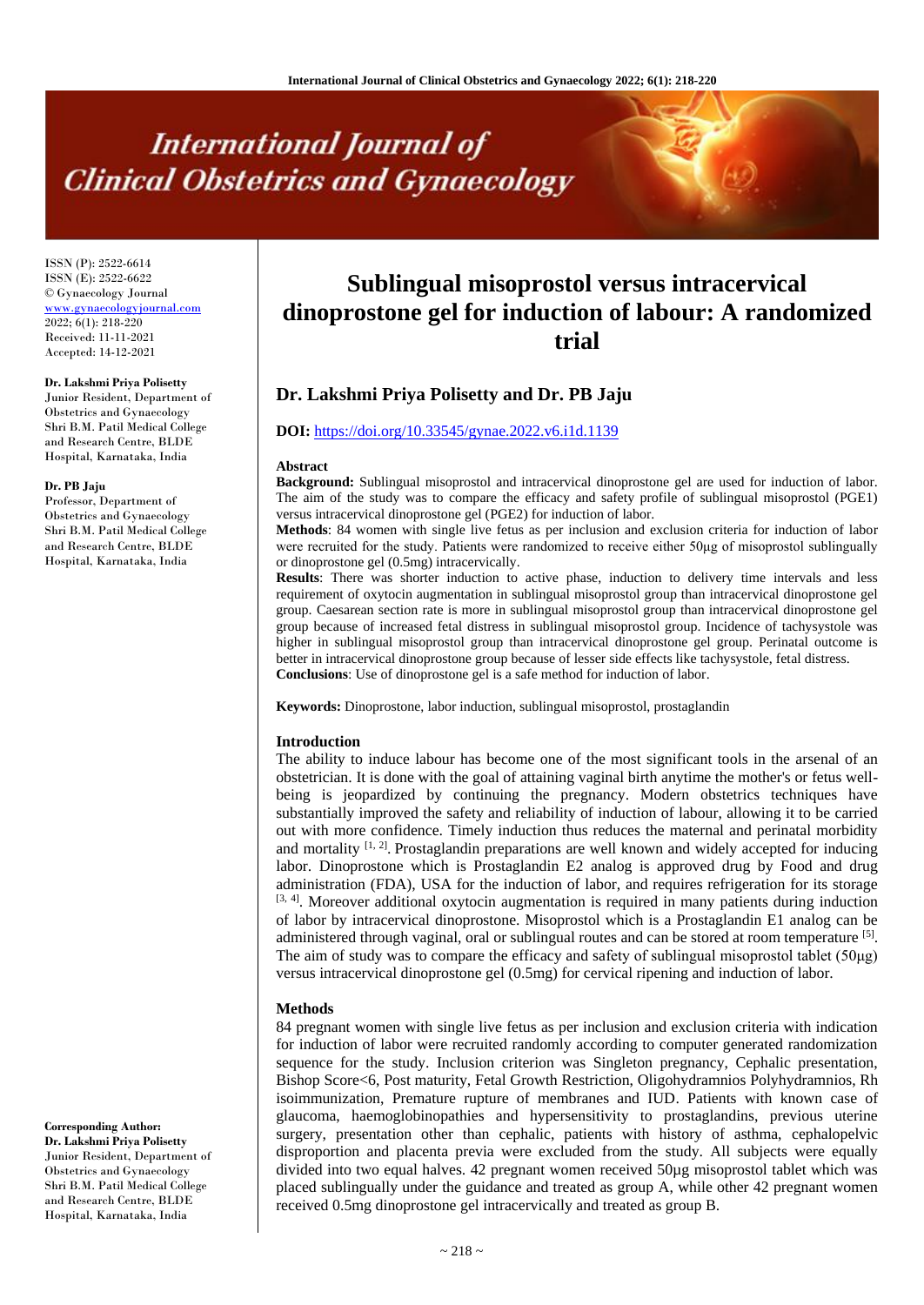ISSN (P): 2522-6614
ISSN (E): 2522-6622
© Gynaecology Journal
www.gynaecologyjournal.com
2022; 6(1): 218-220
Received: 11-11-2021
Accepted: 14-12-2021

**Dr. Lakshmi Priya Polisetty**
Junior Resident, Department of Obstetrics and Gynaecology Shri B.M. Patil Medical College and Research Centre, BLDE Hospital, Karnataka, India

**Dr. PB Jaju**
Professor, Department of Obstetrics and Gynaecology Shri B.M. Patil Medical College and Research Centre, BLDE Hospital, Karnataka, India

**Corresponding Author:**
**Dr. Lakshmi Priya Polisetty**
Junior Resident, Department of Obstetrics and Gynaecology Shri B.M. Patil Medical College and Research Centre, BLDE Hospital, Karnataka, India

# Sublingual misoprostol versus intracervical dinoprostone gel for induction of labour: A randomized trial

## Dr. Lakshmi Priya Polisetty and Dr. PB Jaju

**DOI:** https://doi.org/10.33545/gynae.2022.v6.i1d.1139

### Abstract

**Background:** Sublingual misoprostol and intracervical dinoprostone gel are used for induction of labor. The aim of the study was to compare the efficacy and safety profile of sublingual misoprostol (PGE1) versus intracervical dinoprostone gel (PGE2) for induction of labor.

**Methods**: 84 women with single live fetus as per inclusion and exclusion criteria for induction of labor were recruited for the study. Patients were randomized to receive either 50µg of misoprostol sublingually or dinoprostone gel (0.5mg) intracervically.

**Results**: There was shorter induction to active phase, induction to delivery time intervals and less requirement of oxytocin augmentation in sublingual misoprostol group than intracervical dinoprostone gel group. Caesarean section rate is more in sublingual misoprostol group than intracervical dinoprostone gel group because of increased fetal distress in sublingual misoprostol group. Incidence of tachysystole was higher in sublingual misoprostol group than intracervical dinoprostone gel group. Perinatal outcome is better in intracervical dinoprostone group because of lesser side effects like tachysystole, fetal distress.

**Conclusions**: Use of dinoprostone gel is a safe method for induction of labor.

**Keywords:** Dinoprostone, labor induction, sublingual misoprostol, prostaglandin

### Introduction

The ability to induce labour has become one of the most significant tools in the arsenal of an obstetrician. It is done with the goal of attaining vaginal birth anytime the mother's or fetus well-being is jeopardized by continuing the pregnancy. Modern obstetrics techniques have substantially improved the safety and reliability of induction of labour, allowing it to be carried out with more confidence. Timely induction thus reduces the maternal and perinatal morbidity and mortality [1, 2]. Prostaglandin preparations are well known and widely accepted for inducing labor. Dinoprostone which is Prostaglandin E2 analog is approved drug by Food and drug administration (FDA), USA for the induction of labor, and requires refrigeration for its storage [3, 4]. Moreover additional oxytocin augmentation is required in many patients during induction of labor by intracervical dinoprostone. Misoprostol which is a Prostaglandin E1 analog can be administered through vaginal, oral or sublingual routes and can be stored at room temperature [5]. The aim of study was to compare the efficacy and safety of sublingual misoprostol tablet (50µg) versus intracervical dinoprostone gel (0.5mg) for cervical ripening and induction of labor.

### Methods

84 pregnant women with single live fetus as per inclusion and exclusion criteria with indication for induction of labor were recruited randomly according to computer generated randomization sequence for the study. Inclusion criterion was Singleton pregnancy, Cephalic presentation, Bishop Score<6, Post maturity, Fetal Growth Restriction, Oligohydramnios Polyhydramnios, Rh isoimmunization, Premature rupture of membranes and IUD. Patients with known case of glaucoma, haemoglobinopathies and hypersensitivity to prostaglandins, previous uterine surgery, presentation other than cephalic, patients with history of asthma, cephalopelvic disproportion and placenta previa were excluded from the study. All subjects were equally divided into two equal halves. 42 pregnant women received 50µg misoprostol tablet which was placed sublingually under the guidance and treated as group A, while other 42 pregnant women received 0.5mg dinoprostone gel intracervically and treated as group B.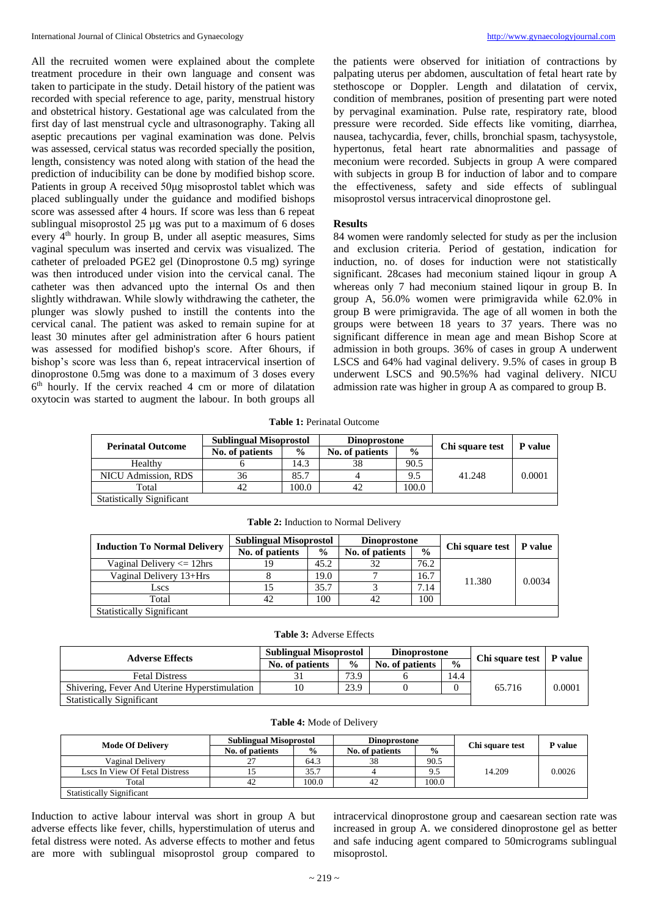All the recruited women were explained about the complete treatment procedure in their own language and consent was taken to participate in the study. Detail history of the patient was recorded with special reference to age, parity, menstrual history and obstetrical history. Gestational age was calculated from the first day of last menstrual cycle and ultrasonography. Taking all aseptic precautions per vaginal examination was done. Pelvis was assessed, cervical status was recorded specially the position, length, consistency was noted along with station of the head the prediction of inducibility can be done by modified bishop score. Patients in group A received 50μg misoprostol tablet which was placed sublingually under the guidance and modified bishops score was assessed after 4 hours. If score was less than 6 repeat sublingual misoprostol 25 μg was put to a maximum of 6 doses every 4th hourly. In group B, under all aseptic measures, Sims vaginal speculum was inserted and cervix was visualized. The catheter of preloaded PGE2 gel (Dinoprostone 0.5 mg) syringe was then introduced under vision into the cervical canal. The catheter was then advanced upto the internal Os and then slightly withdrawan. While slowly withdrawing the catheter, the plunger was slowly pushed to instill the contents into the cervical canal. The patient was asked to remain supine for at least 30 minutes after gel administration after 6 hours patient was assessed for modified bishop's score. After 6hours, if bishop's score was less than 6, repeat intracervical insertion of dinoprostone 0.5mg was done to a maximum of 3 doses every 6th hourly. If the cervix reached 4 cm or more of dilatation oxytocin was started to augment the labour. In both groups all the patients were observed for initiation of contractions by palpating uterus per abdomen, auscultation of fetal heart rate by stethoscope or Doppler. Length and dilatation of cervix, condition of membranes, position of presenting part were noted by pervaginal examination. Pulse rate, respiratory rate, blood pressure were recorded. Side effects like vomiting, diarrhea, nausea, tachycardia, fever, chills, bronchial spasm, tachysystole, hypertonus, fetal heart rate abnormalities and passage of meconium were recorded. Subjects in group A were compared with subjects in group B for induction of labor and to compare the effectiveness, safety and side effects of sublingual misoprostol versus intracervical dinoprostone gel.

## Results

84 women were randomly selected for study as per the inclusion and exclusion criteria. Period of gestation, indication for induction, no. of doses for induction were not statistically significant. 28cases had meconium stained liqour in group A whereas only 7 had meconium stained liqour in group B. In group A, 56.0% women were primigravida while 62.0% in group B were primigravida. The age of all women in both the groups were between 18 years to 37 years. There was no significant difference in mean age and mean Bishop Score at admission in both groups. 36% of cases in group A underwent LSCS and 64% had vaginal delivery. 9.5% of cases in group B underwent LSCS and 90.5%% had vaginal delivery. NICU admission rate was higher in group A as compared to group B.

**Table 1:** Perinatal Outcome

| Perinatal Outcome | Sublingual Misoprostol | | Dinoprostone | | Chi square test | P value |
|---|---|---|---|---|---|---|
| | No. of patients | % | No. of patients | % | | |
| Healthy | 6 | 14.3 | 38 | 90.5 | 41.248 | 0.0001 |
| NICU Admission, RDS | 36 | 85.7 | 4 | 9.5 | | |
| Total | 42 | 100.0 | 42 | 100.0 | | |
| Statistically Significant | | | | | | |

**Table 2:** Induction to Normal Delivery

| Induction To Normal Delivery | Sublingual Misoprostol | | Dinoprostone | | Chi square test | P value |
|---|---|---|---|---|---|---|
| | No. of patients | % | No. of patients | % | | |
| Vaginal Delivery <= 12hrs | 19 | 45.2 | 32 | 76.2 | 11.380 | 0.0034 |
| Vaginal Delivery 13+Hrs | 8 | 19.0 | 7 | 16.7 | | |
| Lscs | 15 | 35.7 | 3 | 7.14 | | |
| Total | 42 | 100 | 42 | 100 | | |
| Statistically Significant | | | | | | |

**Table 3:** Adverse Effects

| Adverse Effects | Sublingual Misoprostol | | Dinoprostone | | Chi square test | P value |
|---|---|---|---|---|---|---|
| | No. of patients | % | No. of patients | % | | |
| Fetal Distress | 31 | 73.9 | 6 | 14.4 | 65.716 | 0.0001 |
| Shivering, Fever And Uterine Hyperstimulation | 10 | 23.9 | 0 | 0 | | |
| Statistically Significant | | | | | | |

**Table 4:** Mode of Delivery

| Mode Of Delivery | Sublingual Misoprostol | | Dinoprostone | | Chi square test | P value |
|---|---|---|---|---|---|---|
| | No. of patients | % | No. of patients | % | | |
| Vaginal Delivery | 27 | 64.3 | 38 | 90.5 | 14.209 | 0.0026 |
| Lscs In View Of Fetal Distress | 15 | 35.7 | 4 | 9.5 | | |
| Total | 42 | 100.0 | 42 | 100.0 | | |
| Statistically Significant | | | | | | |

Induction to active labour interval was short in group A but adverse effects like fever, chills, hyperstimulation of uterus and fetal distress were noted. As adverse effects to mother and fetus are more with sublingual misoprostol group compared to intracervical dinoprostone group and caesarean section rate was increased in group A. we considered dinoprostone gel as better and safe inducing agent compared to 50micrograms sublingual misoprostol.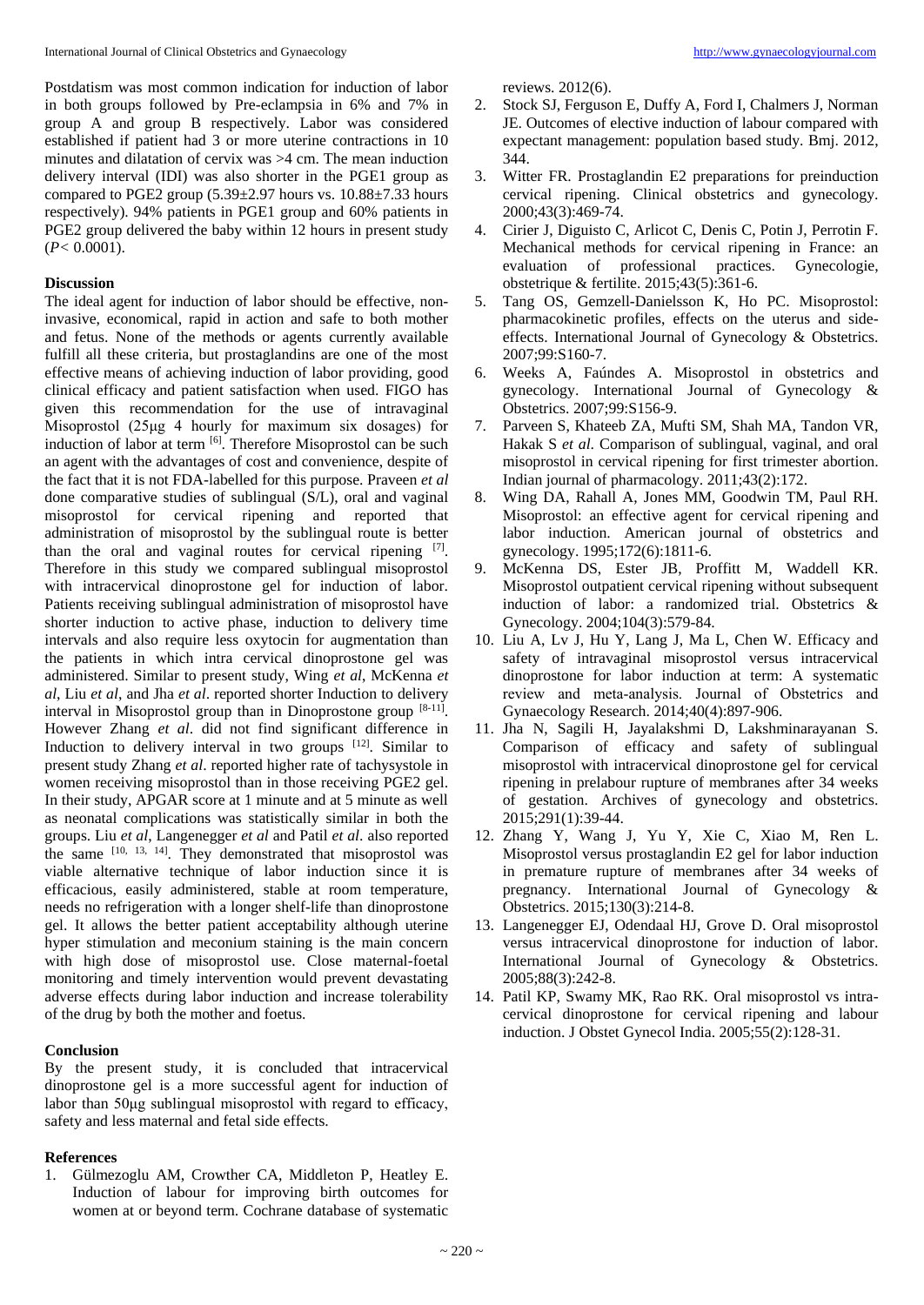Postdatism was most common indication for induction of labor in both groups followed by Pre-eclampsia in 6% and 7% in group A and group B respectively. Labor was considered established if patient had 3 or more uterine contractions in 10 minutes and dilatation of cervix was >4 cm. The mean induction delivery interval (IDI) was also shorter in the PGE1 group as compared to PGE2 group (5.39±2.97 hours vs. 10.88±7.33 hours respectively). 94% patients in PGE1 group and 60% patients in PGE2 group delivered the baby within 12 hours in present study ($P < 0.0001$).

## Discussion

The ideal agent for induction of labor should be effective, non-invasive, economical, rapid in action and safe to both mother and fetus. None of the methods or agents currently available fulfill all these criteria, but prostaglandins are one of the most effective means of achieving induction of labor providing, good clinical efficacy and patient satisfaction when used. FIGO has given this recommendation for the use of intravaginal Misoprostol (25μg 4 hourly for maximum six dosages) for induction of labor at term [6]. Therefore Misoprostol can be such an agent with the advantages of cost and convenience, despite of the fact that it is not FDA-labelled for this purpose. Praveen *et al* done comparative studies of sublingual (S/L), oral and vaginal misoprostol for cervical ripening and reported that administration of misoprostol by the sublingual route is better than the oral and vaginal routes for cervical ripening [7]. Therefore in this study we compared sublingual misoprostol with intracervical dinoprostone gel for induction of labor. Patients receiving sublingual administration of misoprostol have shorter induction to active phase, induction to delivery time intervals and also require less oxytocin for augmentation than the patients in which intra cervical dinoprostone gel was administered. Similar to present study, Wing *et al*, McKenna *et al*, Liu *et al*, and Jha *et al*. reported shorter Induction to delivery interval in Misoprostol group than in Dinoprostone group [8-11]. However Zhang *et al*. did not find significant difference in Induction to delivery interval in two groups [12]. Similar to present study Zhang *et al*. reported higher rate of tachysystole in women receiving misoprostol than in those receiving PGE2 gel. In their study, APGAR score at 1 minute and at 5 minute as well as neonatal complications was statistically similar in both the groups. Liu *et al*, Langenegger *et al* and Patil *et al*. also reported the same [10, 13, 14]. They demonstrated that misoprostol was viable alternative technique of labor induction since it is efficacious, easily administered, stable at room temperature, needs no refrigeration with a longer shelf-life than dinoprostone gel. It allows the better patient acceptability although uterine hyper stimulation and meconium staining is the main concern with high dose of misoprostol use. Close maternal-foetal monitoring and timely intervention would prevent devastating adverse effects during labor induction and increase tolerability of the drug by both the mother and foetus.

## Conclusion

By the present study, it is concluded that intracervical dinoprostone gel is a more successful agent for induction of labor than 50μg sublingual misoprostol with regard to efficacy, safety and less maternal and fetal side effects.

## References

1. Gülmezoglu AM, Crowther CA, Middleton P, Heatley E. Induction of labour for improving birth outcomes for women at or beyond term. Cochrane database of systematic reviews. 2012(6).
2. Stock SJ, Ferguson E, Duffy A, Ford I, Chalmers J, Norman JE. Outcomes of elective induction of labour compared with expectant management: population based study. Bmj. 2012, 344.
3. Witter FR. Prostaglandin E2 preparations for preinduction cervical ripening. Clinical obstetrics and gynecology. 2000;43(3):469-74.
4. Cirier J, Diguisto C, Arlicot C, Denis C, Potin J, Perrotin F. Mechanical methods for cervical ripening in France: an evaluation of professional practices. Gynecologie, obstetrique & fertilite. 2015;43(5):361-6.
5. Tang OS, Gemzell-Danielsson K, Ho PC. Misoprostol: pharmacokinetic profiles, effects on the uterus and side-effects. International Journal of Gynecology & Obstetrics. 2007;99:S160-7.
6. Weeks A, Faúndes A. Misoprostol in obstetrics and gynecology. International Journal of Gynecology & Obstetrics. 2007;99:S156-9.
7. Parveen S, Khateeb ZA, Mufti SM, Shah MA, Tandon VR, Hakak S *et al*. Comparison of sublingual, vaginal, and oral misoprostol in cervical ripening for first trimester abortion. Indian journal of pharmacology. 2011;43(2):172.
8. Wing DA, Rahall A, Jones MM, Goodwin TM, Paul RH. Misoprostol: an effective agent for cervical ripening and labor induction. American journal of obstetrics and gynecology. 1995;172(6):1811-6.
9. McKenna DS, Ester JB, Proffitt M, Waddell KR. Misoprostol outpatient cervical ripening without subsequent induction of labor: a randomized trial. Obstetrics & Gynecology. 2004;104(3):579-84.
10. Liu A, Lv J, Hu Y, Lang J, Ma L, Chen W. Efficacy and safety of intravaginal misoprostol versus intracervical dinoprostone for labor induction at term: A systematic review and meta-analysis. Journal of Obstetrics and Gynaecology Research. 2014;40(4):897-906.
11. Jha N, Sagili H, Jayalakshmi D, Lakshminarayanan S. Comparison of efficacy and safety of sublingual misoprostol with intracervical dinoprostone gel for cervical ripening in prelabour rupture of membranes after 34 weeks of gestation. Archives of gynecology and obstetrics. 2015;291(1):39-44.
12. Zhang Y, Wang J, Yu Y, Xie C, Xiao M, Ren L. Misoprostol versus prostaglandin E2 gel for labor induction in premature rupture of membranes after 34 weeks of pregnancy. International Journal of Gynecology & Obstetrics. 2015;130(3):214-8.
13. Langenegger EJ, Odendaal HJ, Grove D. Oral misoprostol versus intracervical dinoprostone for induction of labor. International Journal of Gynecology & Obstetrics. 2005;88(3):242-8.
14. Patil KP, Swamy MK, Rao RK. Oral misoprostol vs intra-cervical dinoprostone for cervical ripening and labour induction. J Obstet Gynecol India. 2005;55(2):128-31.